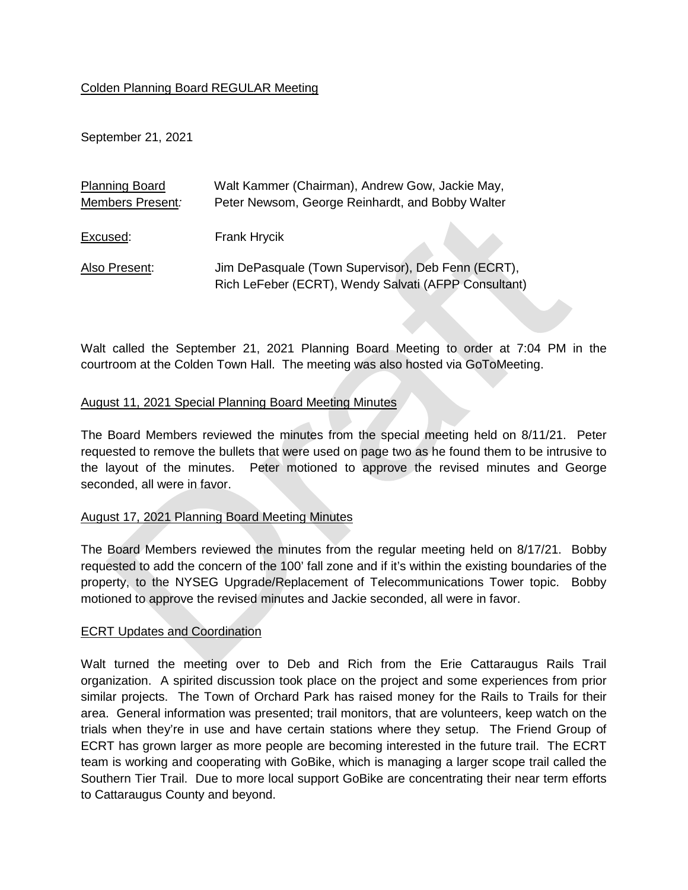Colden Planning Board REGULAR Meeting

September 21, 2021

| | |
|---|---|
| Planning Board Members Present: | Walt Kammer (Chairman), Andrew Gow, Jackie May, Peter Newsom, George Reinhardt, and Bobby Walter |
| Excused: | Frank Hrycik |
| Also Present: | Jim DePasquale (Town Supervisor), Deb Fenn (ECRT), Rich LeFeber (ECRT), Wendy Salvati (AFPP Consultant) |

Walt called the September 21, 2021 Planning Board Meeting to order at 7:04 PM in the courtroom at the Colden Town Hall. The meeting was also hosted via GoToMeeting.

## August 11, 2021 Special Planning Board Meeting Minutes

The Board Members reviewed the minutes from the special meeting held on 8/11/21. Peter requested to remove the bullets that were used on page two as he found them to be intrusive to the layout of the minutes. Peter motioned to approve the revised minutes and George seconded, all were in favor.

## August 17, 2021 Planning Board Meeting Minutes

The Board Members reviewed the minutes from the regular meeting held on 8/17/21. Bobby requested to add the concern of the 100' fall zone and if it's within the existing boundaries of the property, to the NYSEG Upgrade/Replacement of Telecommunications Tower topic. Bobby motioned to approve the revised minutes and Jackie seconded, all were in favor.

## ECRT Updates and Coordination

Walt turned the meeting over to Deb and Rich from the Erie Cattaraugus Rails Trail organization. A spirited discussion took place on the project and some experiences from prior similar projects. The Town of Orchard Park has raised money for the Rails to Trails for their area. General information was presented; trail monitors, that are volunteers, keep watch on the trials when they're in use and have certain stations where they setup. The Friend Group of ECRT has grown larger as more people are becoming interested in the future trail. The ECRT team is working and cooperating with GoBike, which is managing a larger scope trail called the Southern Tier Trail. Due to more local support GoBike are concentrating their near term efforts to Cattaraugus County and beyond.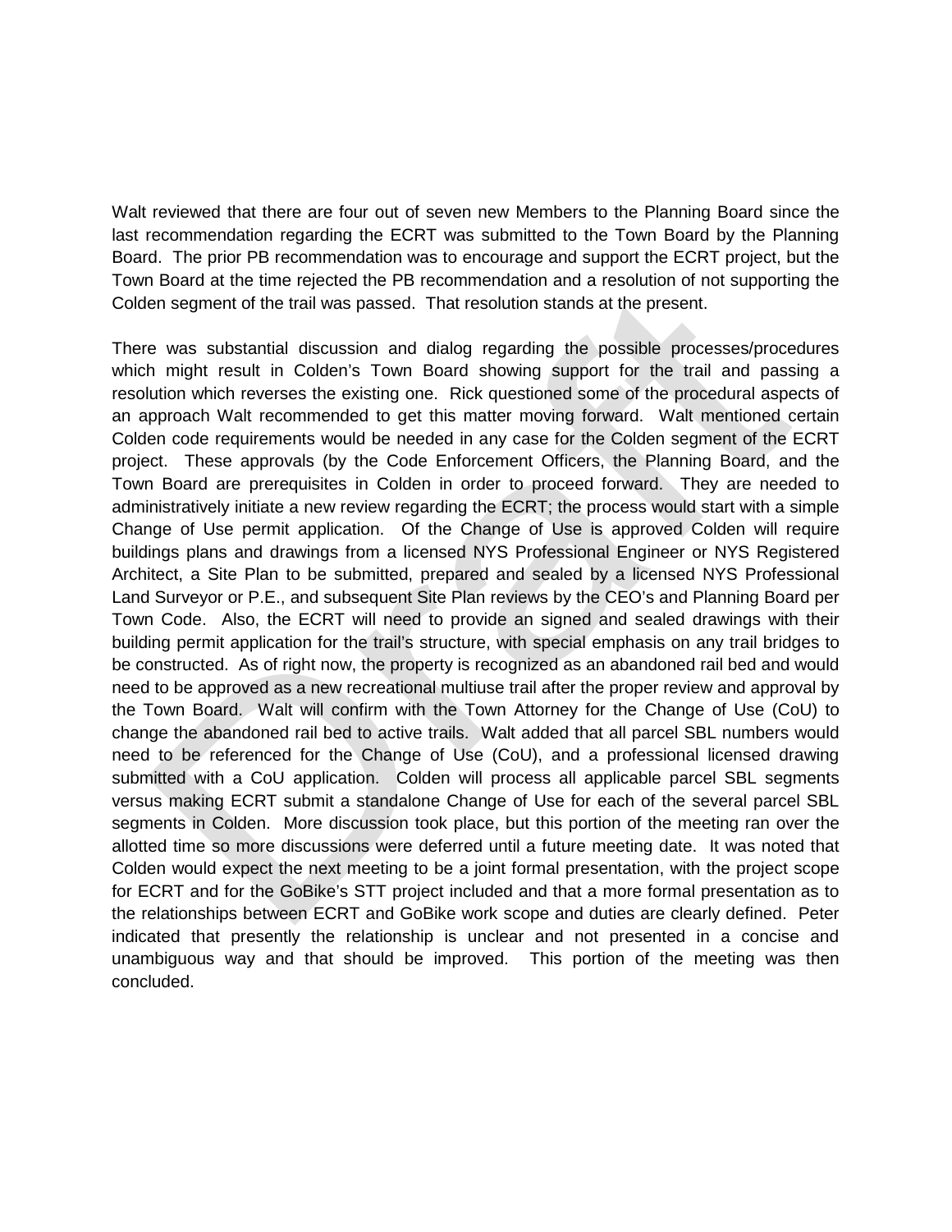Walt reviewed that there are four out of seven new Members to the Planning Board since the last recommendation regarding the ECRT was submitted to the Town Board by the Planning Board. The prior PB recommendation was to encourage and support the ECRT project, but the Town Board at the time rejected the PB recommendation and a resolution of not supporting the Colden segment of the trail was passed. That resolution stands at the present.

There was substantial discussion and dialog regarding the possible processes/procedures which might result in Colden's Town Board showing support for the trail and passing a resolution which reverses the existing one. Rick questioned some of the procedural aspects of an approach Walt recommended to get this matter moving forward. Walt mentioned certain Colden code requirements would be needed in any case for the Colden segment of the ECRT project. These approvals (by the Code Enforcement Officers, the Planning Board, and the Town Board are prerequisites in Colden in order to proceed forward. They are needed to administratively initiate a new review regarding the ECRT; the process would start with a simple Change of Use permit application. Of the Change of Use is approved Colden will require buildings plans and drawings from a licensed NYS Professional Engineer or NYS Registered Architect, a Site Plan to be submitted, prepared and sealed by a licensed NYS Professional Land Surveyor or P.E., and subsequent Site Plan reviews by the CEO's and Planning Board per Town Code. Also, the ECRT will need to provide an signed and sealed drawings with their building permit application for the trail's structure, with special emphasis on any trail bridges to be constructed. As of right now, the property is recognized as an abandoned rail bed and would need to be approved as a new recreational multiuse trail after the proper review and approval by the Town Board. Walt will confirm with the Town Attorney for the Change of Use (CoU) to change the abandoned rail bed to active trails. Walt added that all parcel SBL numbers would need to be referenced for the Change of Use (CoU), and a professional licensed drawing submitted with a CoU application. Colden will process all applicable parcel SBL segments versus making ECRT submit a standalone Change of Use for each of the several parcel SBL segments in Colden. More discussion took place, but this portion of the meeting ran over the allotted time so more discussions were deferred until a future meeting date. It was noted that Colden would expect the next meeting to be a joint formal presentation, with the project scope for ECRT and for the GoBike's STT project included and that a more formal presentation as to the relationships between ECRT and GoBike work scope and duties are clearly defined. Peter indicated that presently the relationship is unclear and not presented in a concise and unambiguous way and that should be improved. This portion of the meeting was then concluded.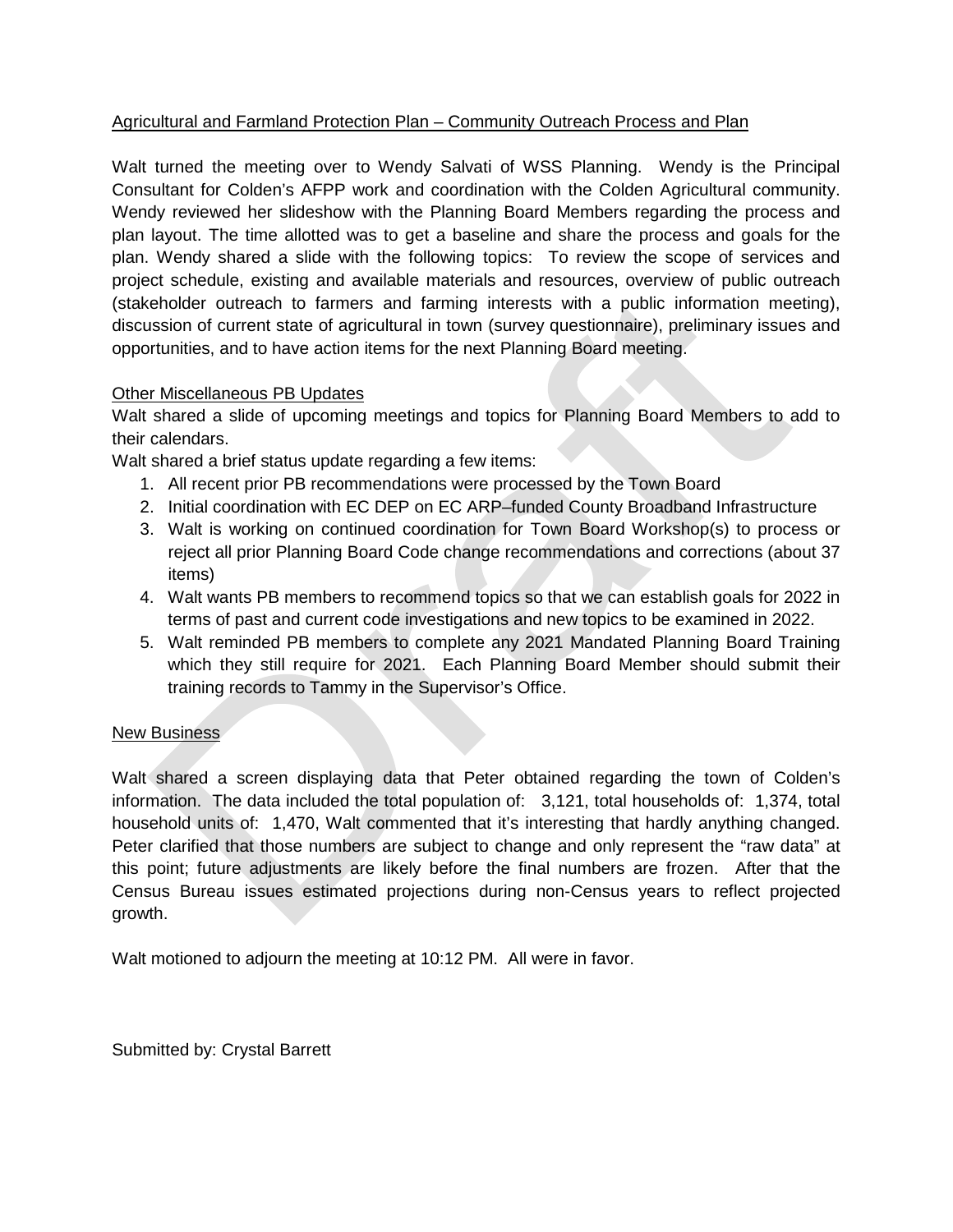Agricultural and Farmland Protection Plan – Community Outreach Process and Plan

Walt turned the meeting over to Wendy Salvati of WSS Planning. Wendy is the Principal Consultant for Colden's AFPP work and coordination with the Colden Agricultural community. Wendy reviewed her slideshow with the Planning Board Members regarding the process and plan layout. The time allotted was to get a baseline and share the process and goals for the plan. Wendy shared a slide with the following topics: To review the scope of services and project schedule, existing and available materials and resources, overview of public outreach (stakeholder outreach to farmers and farming interests with a public information meeting), discussion of current state of agricultural in town (survey questionnaire), preliminary issues and opportunities, and to have action items for the next Planning Board meeting.

Other Miscellaneous PB Updates

Walt shared a slide of upcoming meetings and topics for Planning Board Members to add to their calendars.

Walt shared a brief status update regarding a few items:

1. All recent prior PB recommendations were processed by the Town Board
2. Initial coordination with EC DEP on EC ARP–funded County Broadband Infrastructure
3. Walt is working on continued coordination for Town Board Workshop(s) to process or reject all prior Planning Board Code change recommendations and corrections (about 37 items)
4. Walt wants PB members to recommend topics so that we can establish goals for 2022 in terms of past and current code investigations and new topics to be examined in 2022.
5. Walt reminded PB members to complete any 2021 Mandated Planning Board Training which they still require for 2021. Each Planning Board Member should submit their training records to Tammy in the Supervisor's Office.

New Business

Walt shared a screen displaying data that Peter obtained regarding the town of Colden's information. The data included the total population of: 3,121, total households of: 1,374, total household units of: 1,470, Walt commented that it's interesting that hardly anything changed. Peter clarified that those numbers are subject to change and only represent the "raw data" at this point; future adjustments are likely before the final numbers are frozen. After that the Census Bureau issues estimated projections during non-Census years to reflect projected growth.

Walt motioned to adjourn the meeting at 10:12 PM. All were in favor.

Submitted by: Crystal Barrett